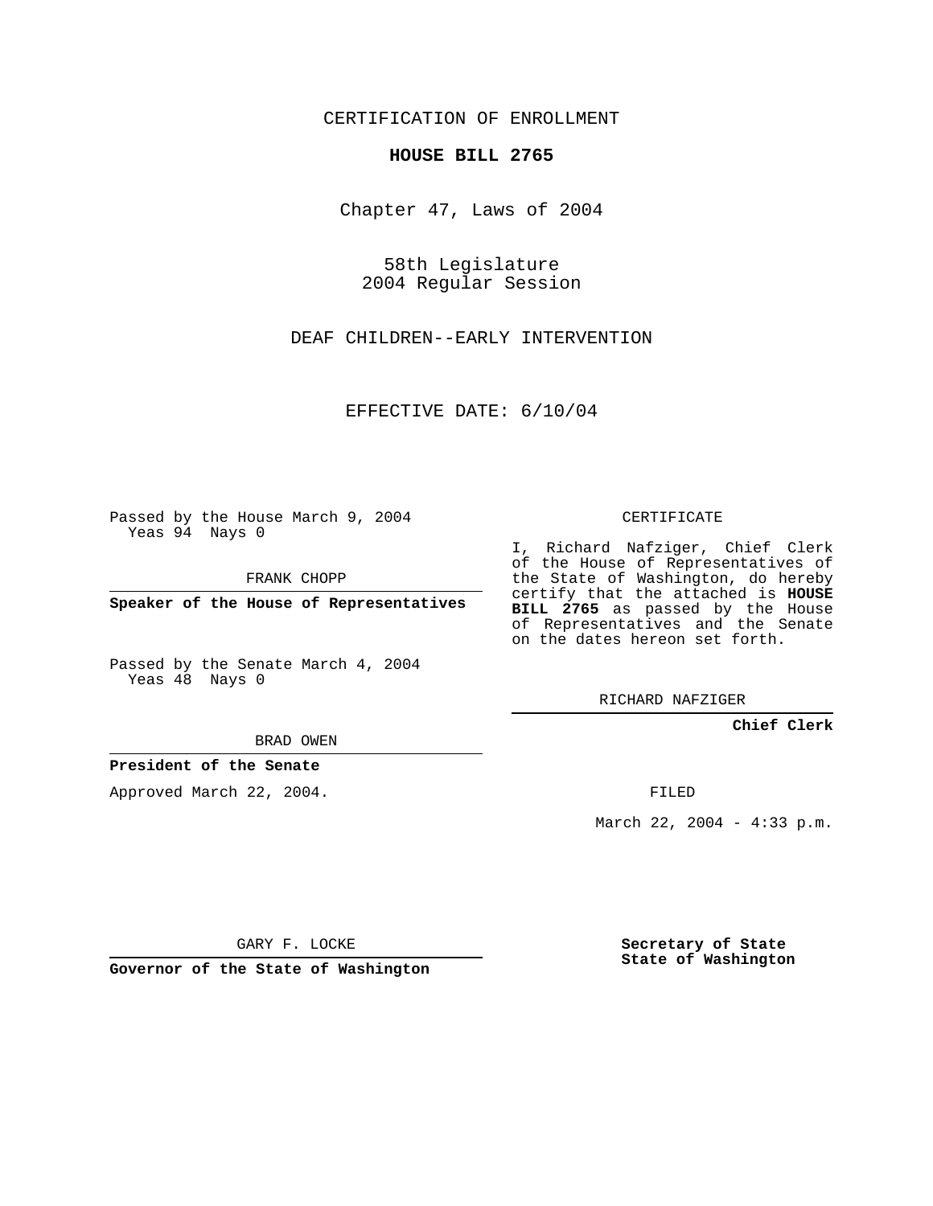CERTIFICATION OF ENROLLMENT

**HOUSE BILL 2765**

Chapter 47, Laws of 2004

58th Legislature
2004 Regular Session

DEAF CHILDREN--EARLY INTERVENTION

EFFECTIVE DATE: 6/10/04

Passed by the House March 9, 2004
Yeas 94 Nays 0

FRANK CHOPP

**Speaker of the House of Representatives**

Passed by the Senate March 4, 2004
Yeas 48 Nays 0

BRAD OWEN

**President of the Senate**

Approved March 22, 2004.

GARY F. LOCKE

**Governor of the State of Washington**

CERTIFICATE

I, Richard Nafziger, Chief Clerk of the House of Representatives of the State of Washington, do hereby certify that the attached is **HOUSE BILL 2765** as passed by the House of Representatives and the Senate on the dates hereon set forth.

RICHARD NAFZIGER

**Chief Clerk**

FILED

March 22, 2004 - 4:33 p.m.

**Secretary of State**
**State of Washington**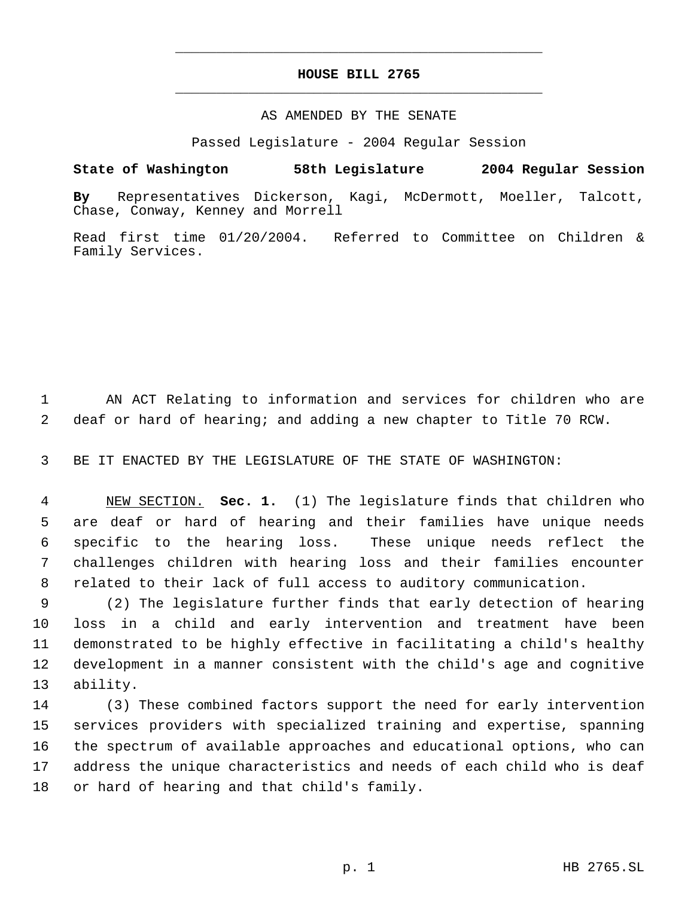**HOUSE BILL 2765**

AS AMENDED BY THE SENATE

Passed Legislature - 2004 Regular Session

**State of Washington 58th Legislature 2004 Regular Session**

**By** Representatives Dickerson, Kagi, McDermott, Moeller, Talcott, Chase, Conway, Kenney and Morrell

Read first time 01/20/2004. Referred to Committee on Children & Family Services.

AN ACT Relating to information and services for children who are deaf or hard of hearing; and adding a new chapter to Title 70 RCW.

BE IT ENACTED BY THE LEGISLATURE OF THE STATE OF WASHINGTON:

NEW SECTION. **Sec. 1.** (1) The legislature finds that children who are deaf or hard of hearing and their families have unique needs specific to the hearing loss. These unique needs reflect the challenges children with hearing loss and their families encounter related to their lack of full access to auditory communication.

(2) The legislature further finds that early detection of hearing loss in a child and early intervention and treatment have been demonstrated to be highly effective in facilitating a child's healthy development in a manner consistent with the child's age and cognitive ability.

(3) These combined factors support the need for early intervention services providers with specialized training and expertise, spanning the spectrum of available approaches and educational options, who can address the unique characteristics and needs of each child who is deaf or hard of hearing and that child's family.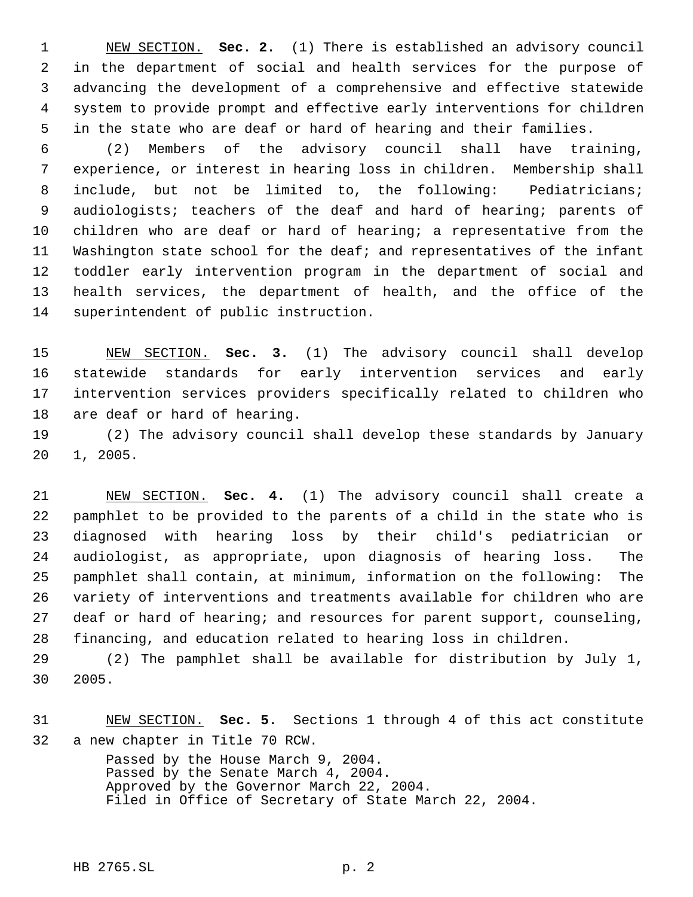NEW SECTION. **Sec. 2.** (1) There is established an advisory council in the department of social and health services for the purpose of advancing the development of a comprehensive and effective statewide system to provide prompt and effective early interventions for children in the state who are deaf or hard of hearing and their families.

(2) Members of the advisory council shall have training, experience, or interest in hearing loss in children. Membership shall include, but not be limited to, the following: Pediatricians; audiologists; teachers of the deaf and hard of hearing; parents of children who are deaf or hard of hearing; a representative from the Washington state school for the deaf; and representatives of the infant toddler early intervention program in the department of social and health services, the department of health, and the office of the superintendent of public instruction.

NEW SECTION. **Sec. 3.** (1) The advisory council shall develop statewide standards for early intervention services and early intervention services providers specifically related to children who are deaf or hard of hearing.

(2) The advisory council shall develop these standards by January 1, 2005.

NEW SECTION. **Sec. 4.** (1) The advisory council shall create a pamphlet to be provided to the parents of a child in the state who is diagnosed with hearing loss by their child's pediatrician or audiologist, as appropriate, upon diagnosis of hearing loss. The pamphlet shall contain, at minimum, information on the following: The variety of interventions and treatments available for children who are deaf or hard of hearing; and resources for parent support, counseling, financing, and education related to hearing loss in children.

(2) The pamphlet shall be available for distribution by July 1, 2005.

NEW SECTION. **Sec. 5.** Sections 1 through 4 of this act constitute a new chapter in Title 70 RCW.

Passed by the House March 9, 2004.
Passed by the Senate March 4, 2004.
Approved by the Governor March 22, 2004.
Filed in Office of Secretary of State March 22, 2004.